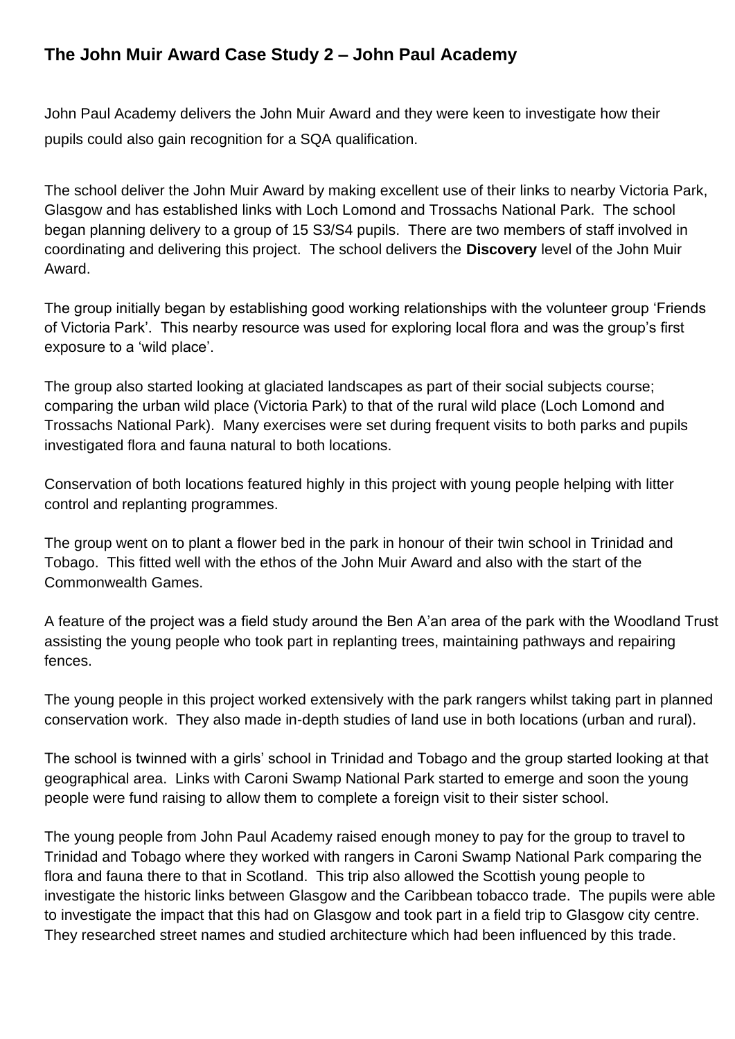# The John Muir Award Case Study 2 – John Paul Academy

John Paul Academy delivers the John Muir Award and they were keen to investigate how their pupils could also gain recognition for a SQA qualification.

The school deliver the John Muir Award by making excellent use of their links to nearby Victoria Park, Glasgow and has established links with Loch Lomond and Trossachs National Park. The school began planning delivery to a group of 15 S3/S4 pupils. There are two members of staff involved in coordinating and delivering this project. The school delivers the **Discovery** level of the John Muir Award.

The group initially began by establishing good working relationships with the volunteer group 'Friends of Victoria Park'. This nearby resource was used for exploring local flora and was the group's first exposure to a 'wild place'.

The group also started looking at glaciated landscapes as part of their social subjects course; comparing the urban wild place (Victoria Park) to that of the rural wild place (Loch Lomond and Trossachs National Park). Many exercises were set during frequent visits to both parks and pupils investigated flora and fauna natural to both locations.

Conservation of both locations featured highly in this project with young people helping with litter control and replanting programmes.

The group went on to plant a flower bed in the park in honour of their twin school in Trinidad and Tobago. This fitted well with the ethos of the John Muir Award and also with the start of the Commonwealth Games.

A feature of the project was a field study around the Ben A'an area of the park with the Woodland Trust assisting the young people who took part in replanting trees, maintaining pathways and repairing fences.

The young people in this project worked extensively with the park rangers whilst taking part in planned conservation work. They also made in-depth studies of land use in both locations (urban and rural).

The school is twinned with a girls' school in Trinidad and Tobago and the group started looking at that geographical area. Links with Caroni Swamp National Park started to emerge and soon the young people were fund raising to allow them to complete a foreign visit to their sister school.

The young people from John Paul Academy raised enough money to pay for the group to travel to Trinidad and Tobago where they worked with rangers in Caroni Swamp National Park comparing the flora and fauna there to that in Scotland. This trip also allowed the Scottish young people to investigate the historic links between Glasgow and the Caribbean tobacco trade. The pupils were able to investigate the impact that this had on Glasgow and took part in a field trip to Glasgow city centre. They researched street names and studied architecture which had been influenced by this trade.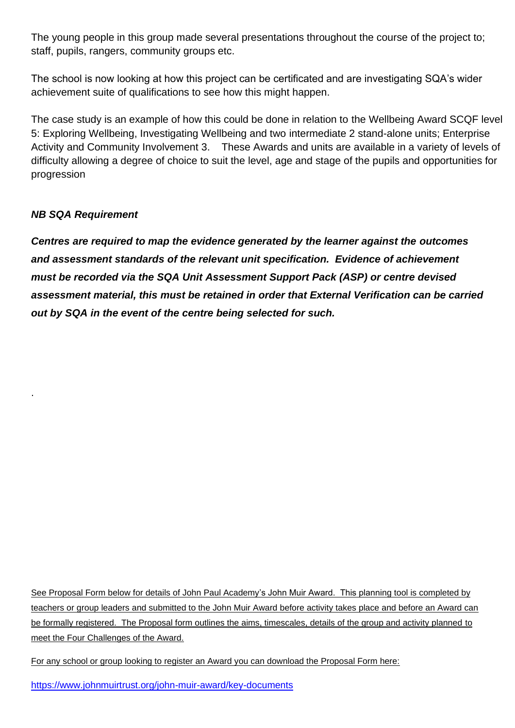The young people in this group made several presentations throughout the course of the project to; staff, pupils, rangers, community groups etc.

The school is now looking at how this project can be certificated and are investigating SQA's wider achievement suite of qualifications to see how this might happen.

The case study is an example of how this could be done in relation to the Wellbeing Award SCQF level 5: Exploring Wellbeing, Investigating Wellbeing and two intermediate 2 stand-alone units; Enterprise Activity and Community Involvement 3. These Awards and units are available in a variety of levels of difficulty allowing a degree of choice to suit the level, age and stage of the pupils and opportunities for progression

***NB SQA Requirement***

***Centres are required to map the evidence generated by the learner against the outcomes and assessment standards of the relevant unit specification. Evidence of achievement must be recorded via the SQA Unit Assessment Support Pack (ASP) or centre devised assessment material, this must be retained in order that External Verification can be carried out by SQA in the event of the centre being selected for such.***

.

See Proposal Form below for details of John Paul Academy's John Muir Award. This planning tool is completed by teachers or group leaders and submitted to the John Muir Award before activity takes place and before an Award can be formally registered. The Proposal form outlines the aims, timescales, details of the group and activity planned to meet the Four Challenges of the Award.

For any school or group looking to register an Award you can download the Proposal Form here:

https://www.johnmuirtrust.org/john-muir-award/key-documents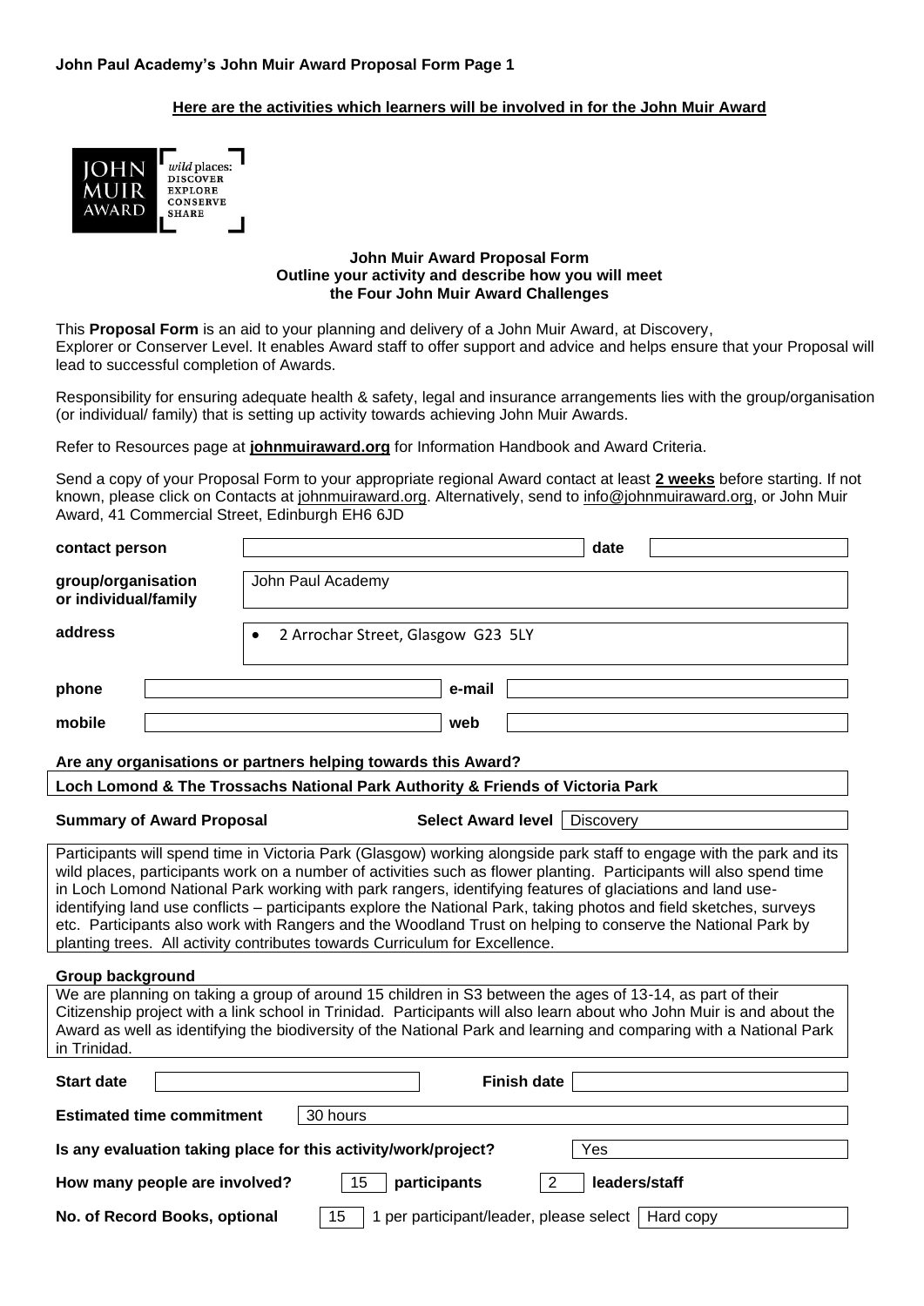**John Paul Academy's John Muir Award Proposal Form Page 1**

**Here are the activities which learners will be involved in for the John Muir Award**

JOHN MUIR AWARD — *wild* places: DISCOVER EXPLORE CONSERVE SHARE

**John Muir Award Proposal Form**
**Outline your activity and describe how you will meet the Four John Muir Award Challenges**

This **Proposal Form** is an aid to your planning and delivery of a John Muir Award, at Discovery, Explorer or Conserver Level. It enables Award staff to offer support and advice and helps ensure that your Proposal will lead to successful completion of Awards.

Responsibility for ensuring adequate health & safety, legal and insurance arrangements lies with the group/organisation (or individual/ family) that is setting up activity towards achieving John Muir Awards.

Refer to Resources page at **johnmuiraward.org** for Information Handbook and Award Criteria.

Send a copy of your Proposal Form to your appropriate regional Award contact at least **2 weeks** before starting. If not known, please click on Contacts at johnmuiraward.org. Alternatively, send to info@johnmuiraward.org, or John Muir Award, 41 Commercial Street, Edinburgh EH6 6JD

| | | | |
|---|---|---|---|
| **contact person** | | **date** | |
| **group/organisation or individual/family** | John Paul Academy | | |
| **address** | • 2 Arrochar Street, Glasgow G23 5LY | | |
| **phone** | | **e-mail** | |
| **mobile** | | **web** | |

**Are any organisations or partners helping towards this Award?**

**Loch Lomond & The Trossachs National Park Authority & Friends of Victoria Park**

**Summary of Award Proposal** — **Select Award level:** Discovery

Participants will spend time in Victoria Park (Glasgow) working alongside park staff to engage with the park and its wild places, participants work on a number of activities such as flower planting. Participants will also spend time in Loch Lomond National Park working with park rangers, identifying features of glaciations and land use-identifying land use conflicts – participants explore the National Park, taking photos and field sketches, surveys etc. Participants also work with Rangers and the Woodland Trust on helping to conserve the National Park by planting trees. All activity contributes towards Curriculum for Excellence.

**Group background**

We are planning on taking a group of around 15 children in S3 between the ages of 13-14, as part of their Citizenship project with a link school in Trinidad. Participants will also learn about who John Muir is and about the Award as well as identifying the biodiversity of the National Park and learning and comparing with a National Park in Trinidad.

| | | | |
|---|---|---|---|
| **Start date** | | **Finish date** | |

**Estimated time commitment:** 30 hours

**Is any evaluation taking place for this activity/work/project?** Yes

**How many people are involved?** 15 **participants** 2 **leaders/staff**

**No. of Record Books, optional:** 15 — 1 per participant/leader, please select: Hard copy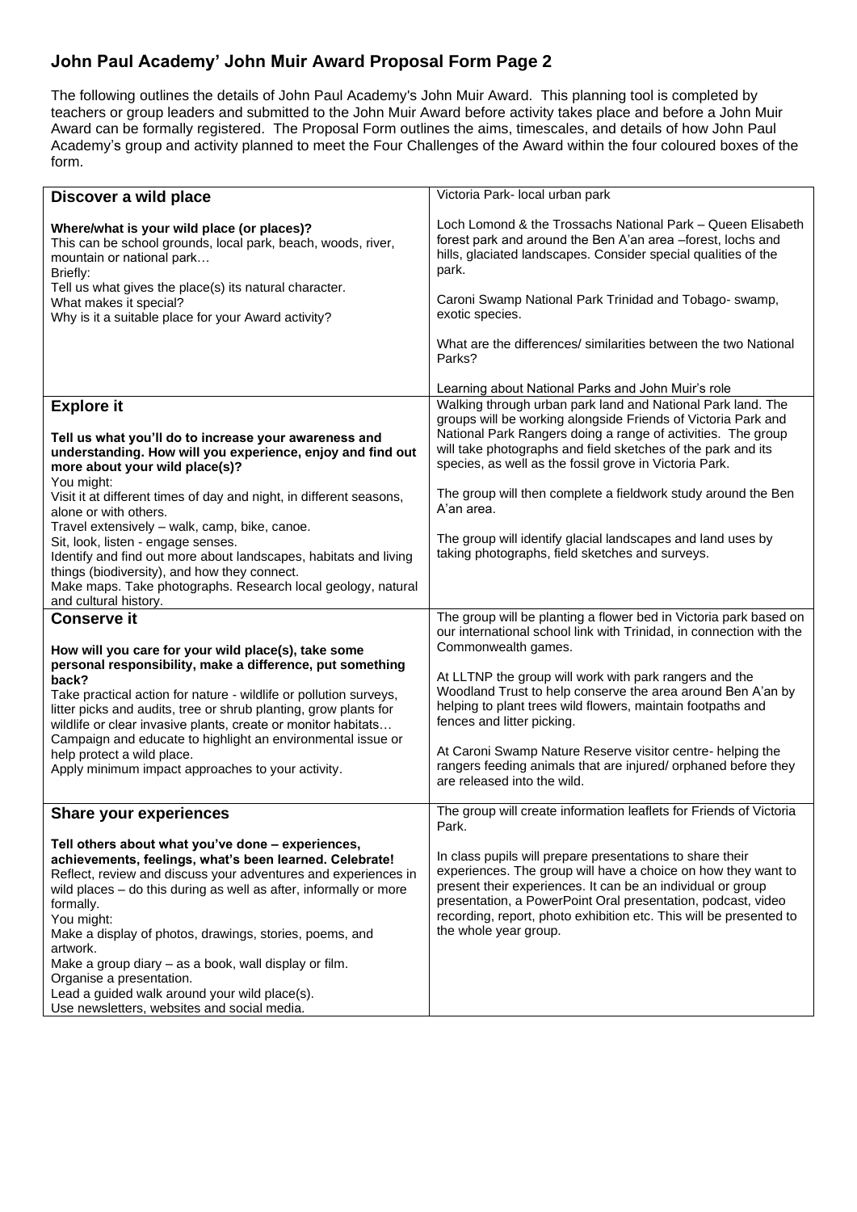## John Paul Academy' John Muir Award Proposal Form Page 2

The following outlines the details of John Paul Academy's John Muir Award. This planning tool is completed by teachers or group leaders and submitted to the John Muir Award before activity takes place and before a John Muir Award can be formally registered. The Proposal Form outlines the aims, timescales, and details of how John Paul Academy's group and activity planned to meet the Four Challenges of the Award within the four coloured boxes of the form.

| | |
|---|---|
| **Discover a wild place**<br><br>**Where/what is your wild place (or places)?**<br>This can be school grounds, local park, beach, woods, river, mountain or national park…<br>Briefly:<br>Tell us what gives the place(s) its natural character.<br>What makes it special?<br>Why is it a suitable place for your Award activity? | Victoria Park- local urban park<br><br>Loch Lomond & the Trossachs National Park – Queen Elisabeth forest park and around the Ben A'an area –forest, lochs and hills, glaciated landscapes. Consider special qualities of the park.<br><br>Caroni Swamp National Park Trinidad and Tobago- swamp, exotic species.<br><br>What are the differences/ similarities between the two National Parks?<br><br>Learning about National Parks and John Muir's role |
| **Explore it**<br><br>**Tell us what you'll do to increase your awareness and understanding. How will you experience, enjoy and find out more about your wild place(s)?**<br>You might:<br>Visit it at different times of day and night, in different seasons, alone or with others.<br>Travel extensively – walk, camp, bike, canoe.<br>Sit, look, listen - engage senses.<br>Identify and find out more about landscapes, habitats and living things (biodiversity), and how they connect.<br>Make maps. Take photographs. Research local geology, natural and cultural history. | Walking through urban park land and National Park land. The groups will be working alongside Friends of Victoria Park and National Park Rangers doing a range of activities. The group will take photographs and field sketches of the park and its species, as well as the fossil grove in Victoria Park.<br><br>The group will then complete a fieldwork study around the Ben A'an area.<br><br>The group will identify glacial landscapes and land uses by taking photographs, field sketches and surveys. |
| **Conserve it**<br><br>**How will you care for your wild place(s), take some personal responsibility, make a difference, put something back?**<br>Take practical action for nature - wildlife or pollution surveys, litter picks and audits, tree or shrub planting, grow plants for wildlife or clear invasive plants, create or monitor habitats…<br>Campaign and educate to highlight an environmental issue or help protect a wild place.<br>Apply minimum impact approaches to your activity. | The group will be planting a flower bed in Victoria park based on our international school link with Trinidad, in connection with the Commonwealth games.<br><br>At LLTNP the group will work with park rangers and the Woodland Trust to help conserve the area around Ben A'an by helping to plant trees wild flowers, maintain footpaths and fences and litter picking.<br><br>At Caroni Swamp Nature Reserve visitor centre- helping the rangers feeding animals that are injured/ orphaned before they are released into the wild. |
| **Share your experiences**<br><br>**Tell others about what you've done – experiences, achievements, feelings, what's been learned. Celebrate!**<br>Reflect, review and discuss your adventures and experiences in wild places – do this during as well as after, informally or more formally.<br>You might:<br>Make a display of photos, drawings, stories, poems, and artwork.<br>Make a group diary – as a book, wall display or film.<br>Organise a presentation.<br>Lead a guided walk around your wild place(s).<br>Use newsletters, websites and social media. | The group will create information leaflets for Friends of Victoria Park.<br><br>In class pupils will prepare presentations to share their experiences. The group will have a choice on how they want to present their experiences. It can be an individual or group presentation, a PowerPoint Oral presentation, podcast, video recording, report, photo exhibition etc. This will be presented to the whole year group. |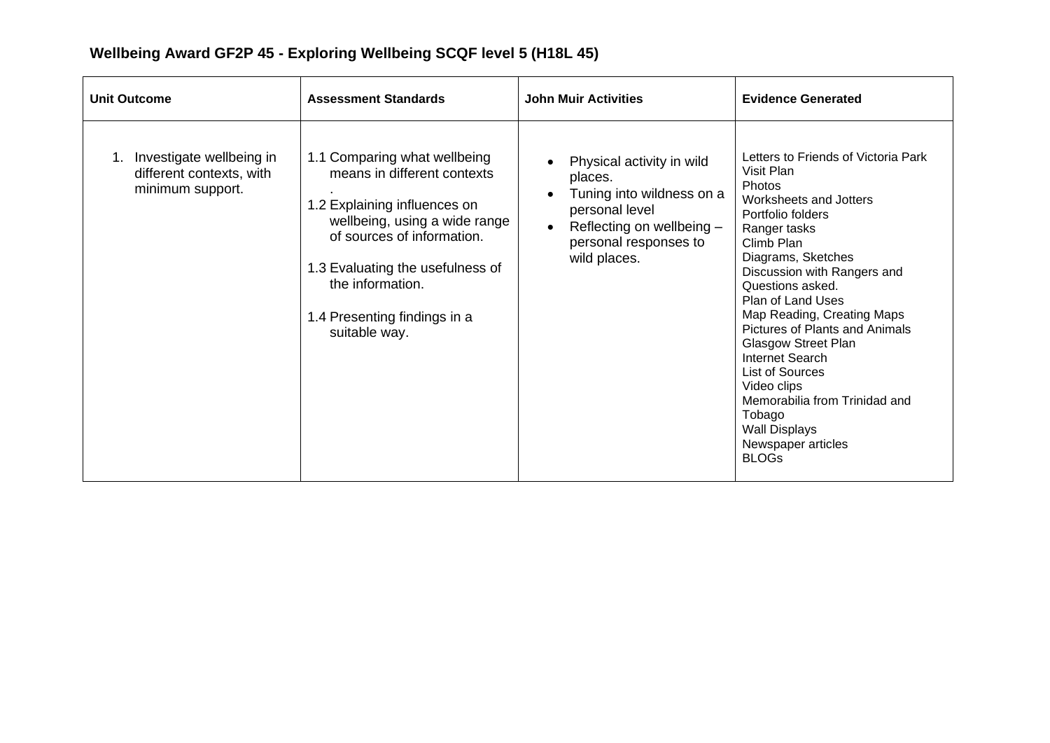**Wellbeing Award GF2P 45 - Exploring Wellbeing SCQF level 5 (H18L 45)**

| Unit Outcome | Assessment Standards | John Muir Activities | Evidence Generated |
|---|---|---|---|
| 1. Investigate wellbeing in different contexts, with minimum support. | 1.1 Comparing what wellbeing means in different contexts<br>.<br>1.2 Explaining influences on wellbeing, using a wide range of sources of information.<br><br>1.3 Evaluating the usefulness of the information.<br><br>1.4 Presenting findings in a suitable way. | • Physical activity in wild places.<br>• Tuning into wildness on a personal level<br>• Reflecting on wellbeing – personal responses to wild places. | Letters to Friends of Victoria Park<br>Visit Plan<br>Photos<br>Worksheets and Jotters<br>Portfolio folders<br>Ranger tasks<br>Climb Plan<br>Diagrams, Sketches<br>Discussion with Rangers and Questions asked.<br>Plan of Land Uses<br>Map Reading, Creating Maps<br>Pictures of Plants and Animals<br>Glasgow Street Plan<br>Internet Search<br>List of Sources<br>Video clips<br>Memorabilia from Trinidad and Tobago<br>Wall Displays<br>Newspaper articles<br>BLOGs |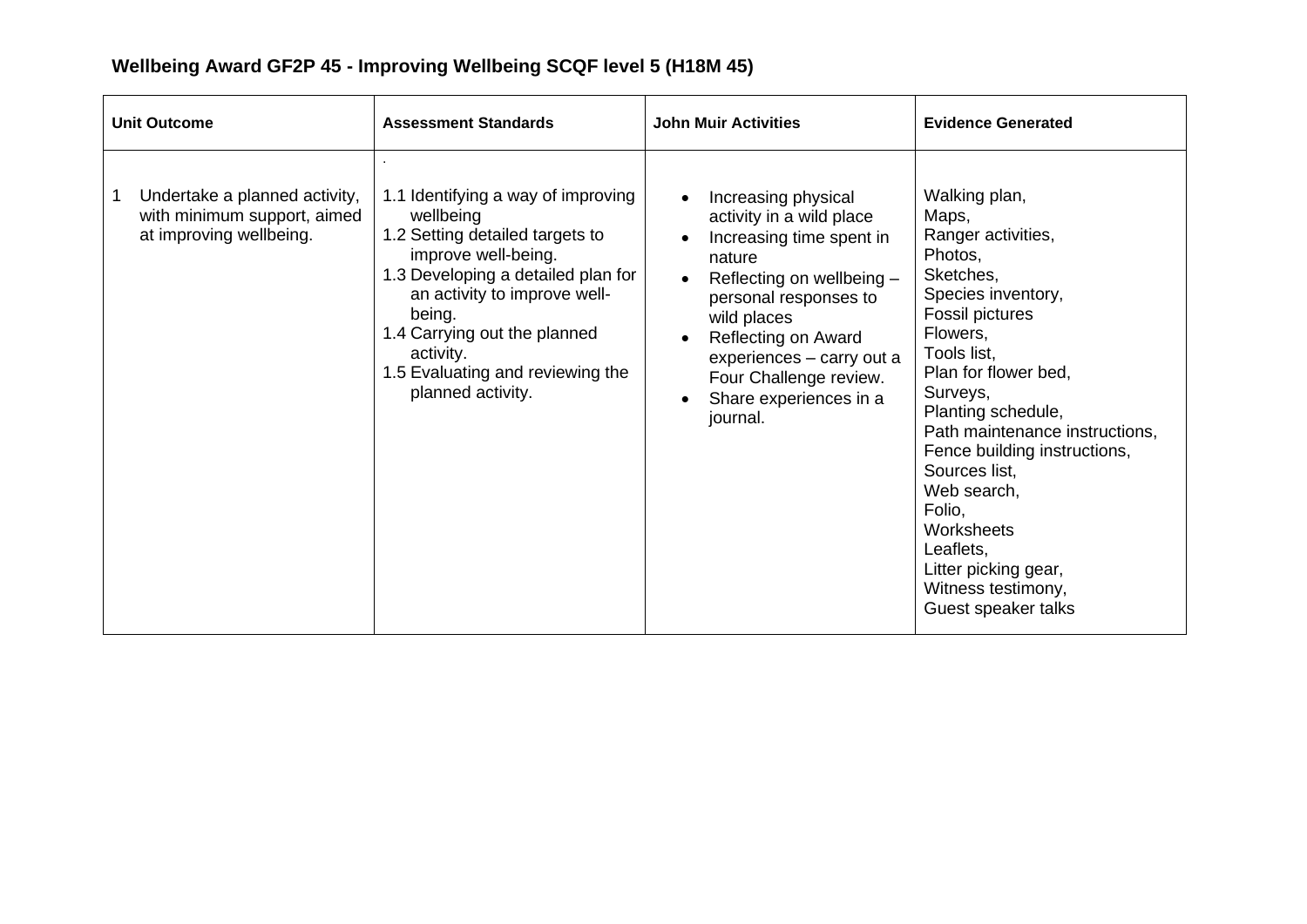**Wellbeing Award GF2P 45 - Improving Wellbeing SCQF level 5 (H18M 45)**

| Unit Outcome | Assessment Standards | John Muir Activities | Evidence Generated |
|---|---|---|---|
| 1 Undertake a planned activity, with minimum support, aimed at improving wellbeing. | 1.1 Identifying a way of improving wellbeing<br>1.2 Setting detailed targets to improve well-being.<br>1.3 Developing a detailed plan for an activity to improve well-being.<br>1.4 Carrying out the planned activity.<br>1.5 Evaluating and reviewing the planned activity. | • Increasing physical activity in a wild place<br>• Increasing time spent in nature<br>• Reflecting on wellbeing – personal responses to wild places<br>• Reflecting on Award experiences – carry out a Four Challenge review.<br>• Share experiences in a journal. | Walking plan,<br>Maps,<br>Ranger activities,<br>Photos,<br>Sketches,<br>Species inventory,<br>Fossil pictures<br>Flowers,<br>Tools list,<br>Plan for flower bed,<br>Surveys,<br>Planting schedule,<br>Path maintenance instructions,<br>Fence building instructions,<br>Sources list,<br>Web search,<br>Folio,<br>Worksheets<br>Leaflets,<br>Litter picking gear,<br>Witness testimony,<br>Guest speaker talks |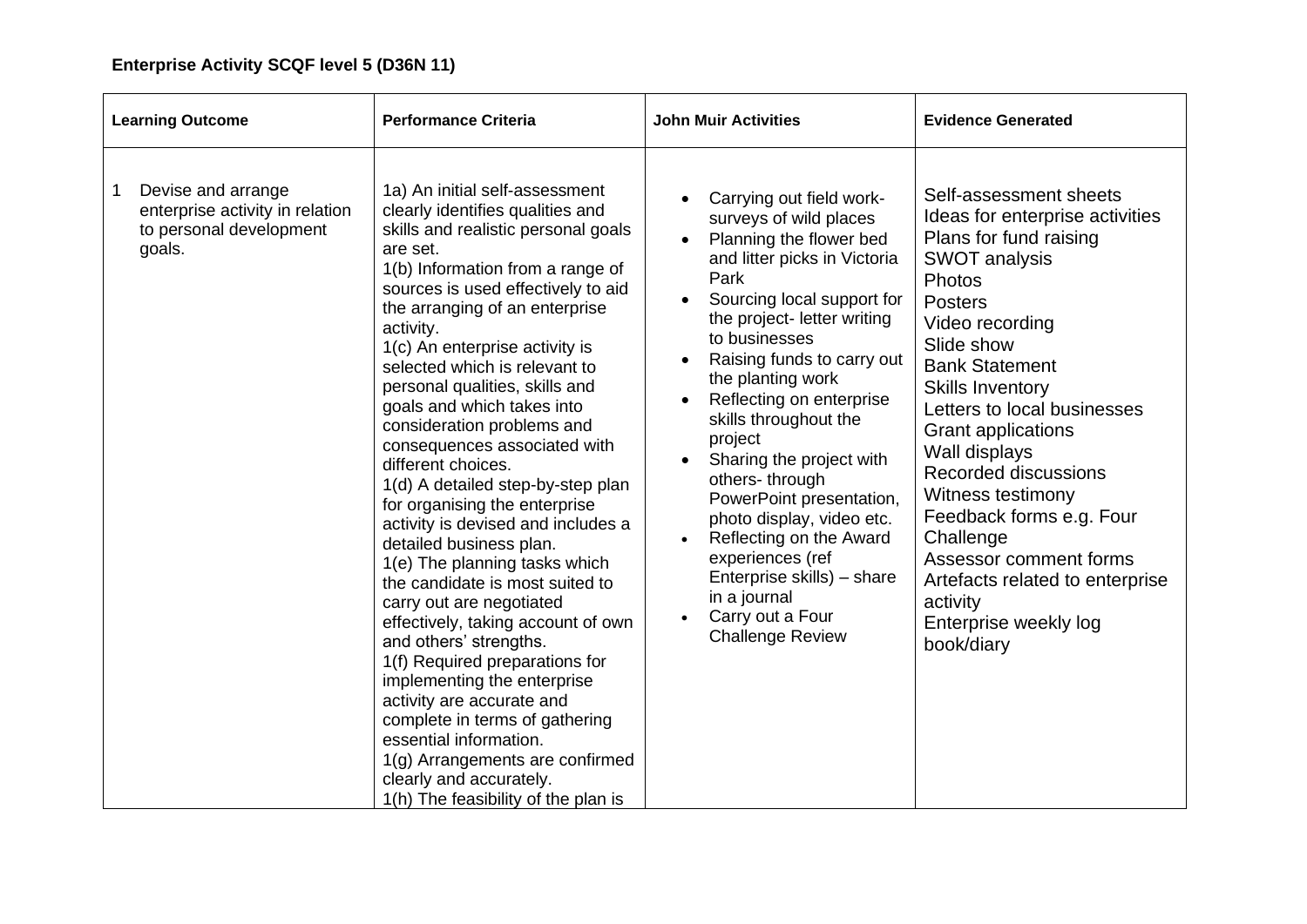**Enterprise Activity SCQF level 5 (D36N 11)**

| Learning Outcome | Performance Criteria | John Muir Activities | Evidence Generated |
|---|---|---|---|
| 1 Devise and arrange enterprise activity in relation to personal development goals. | 1a) An initial self-assessment clearly identifies qualities and skills and realistic personal goals are set.<br>1(b) Information from a range of sources is used effectively to aid the arranging of an enterprise activity.<br>1(c) An enterprise activity is selected which is relevant to personal qualities, skills and goals and which takes into consideration problems and consequences associated with different choices.<br>1(d) A detailed step-by-step plan for organising the enterprise activity is devised and includes a detailed business plan.<br>1(e) The planning tasks which the candidate is most suited to carry out are negotiated effectively, taking account of own and others' strengths.<br>1(f) Required preparations for implementing the enterprise activity are accurate and complete in terms of gathering essential information.<br>1(g) Arrangements are confirmed clearly and accurately.<br>1(h) The feasibility of the plan is | • Carrying out field work- surveys of wild places<br>• Planning the flower bed and litter picks in Victoria Park<br>• Sourcing local support for the project- letter writing to businesses<br>• Raising funds to carry out the planting work<br>• Reflecting on enterprise skills throughout the project<br>• Sharing the project with others- through PowerPoint presentation, photo display, video etc.<br>• Reflecting on the Award experiences (ref Enterprise skills) – share in a journal<br>• Carry out a Four Challenge Review | Self-assessment sheets<br>Ideas for enterprise activities<br>Plans for fund raising<br>SWOT analysis<br>Photos<br>Posters<br>Video recording<br>Slide show<br>Bank Statement<br>Skills Inventory<br>Letters to local businesses<br>Grant applications<br>Wall displays<br>Recorded discussions<br>Witness testimony<br>Feedback forms e.g. Four Challenge<br>Assessor comment forms<br>Artefacts related to enterprise activity<br>Enterprise weekly log book/diary |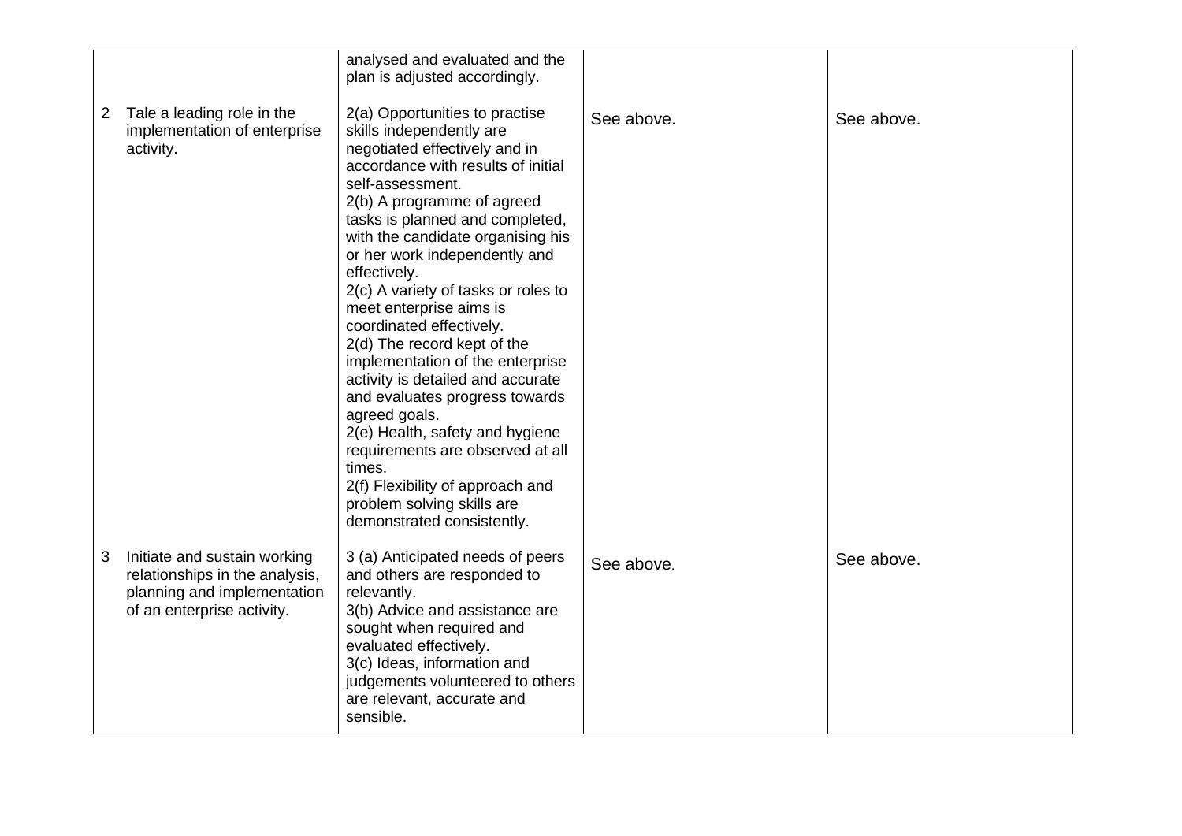| | | | |
|---|---|---|---|
| | analysed and evaluated and the plan is adjusted accordingly. | | |
| 2 Tale a leading role in the implementation of enterprise activity. | 2(a) Opportunities to practise skills independently are negotiated effectively and in accordance with results of initial self-assessment.<br>2(b) A programme of agreed tasks is planned and completed, with the candidate organising his or her work independently and effectively.<br>2(c) A variety of tasks or roles to meet enterprise aims is coordinated effectively.<br>2(d) The record kept of the implementation of the enterprise activity is detailed and accurate and evaluates progress towards agreed goals.<br>2(e) Health, safety and hygiene requirements are observed at all times.<br>2(f) Flexibility of approach and problem solving skills are demonstrated consistently. | See above. | See above. |
| 3 Initiate and sustain working relationships in the analysis, planning and implementation of an enterprise activity. | 3 (a) Anticipated needs of peers and others are responded to relevantly.<br>3(b) Advice and assistance are sought when required and evaluated effectively.<br>3(c) Ideas, information and judgements volunteered to others are relevant, accurate and sensible. | See above. | See above. |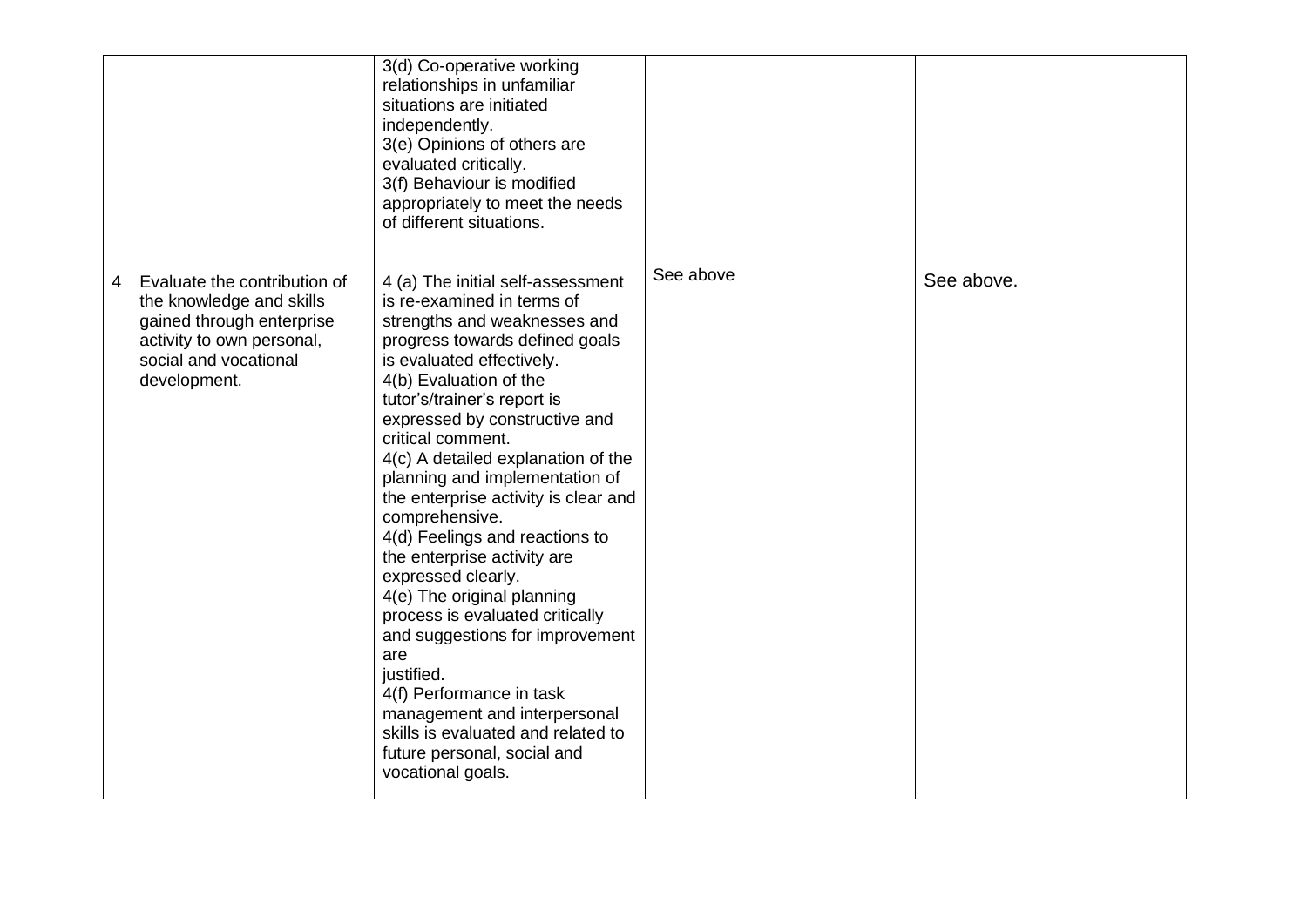| | | | |
|---|---|---|---|
| | 3(d) Co-operative working relationships in unfamiliar situations are initiated independently.<br>3(e) Opinions of others are evaluated critically.<br>3(f) Behaviour is modified appropriately to meet the needs of different situations. | | |
| 4 Evaluate the contribution of the knowledge and skills gained through enterprise activity to own personal, social and vocational development. | 4 (a) The initial self-assessment is re-examined in terms of strengths and weaknesses and progress towards defined goals is evaluated effectively.<br>4(b) Evaluation of the tutor's/trainer's report is expressed by constructive and critical comment.<br>4(c) A detailed explanation of the planning and implementation of the enterprise activity is clear and comprehensive.<br>4(d) Feelings and reactions to the enterprise activity are expressed clearly.<br>4(e) The original planning process is evaluated critically and suggestions for improvement are justified.<br>4(f) Performance in task management and interpersonal skills is evaluated and related to future personal, social and vocational goals. | See above | See above. |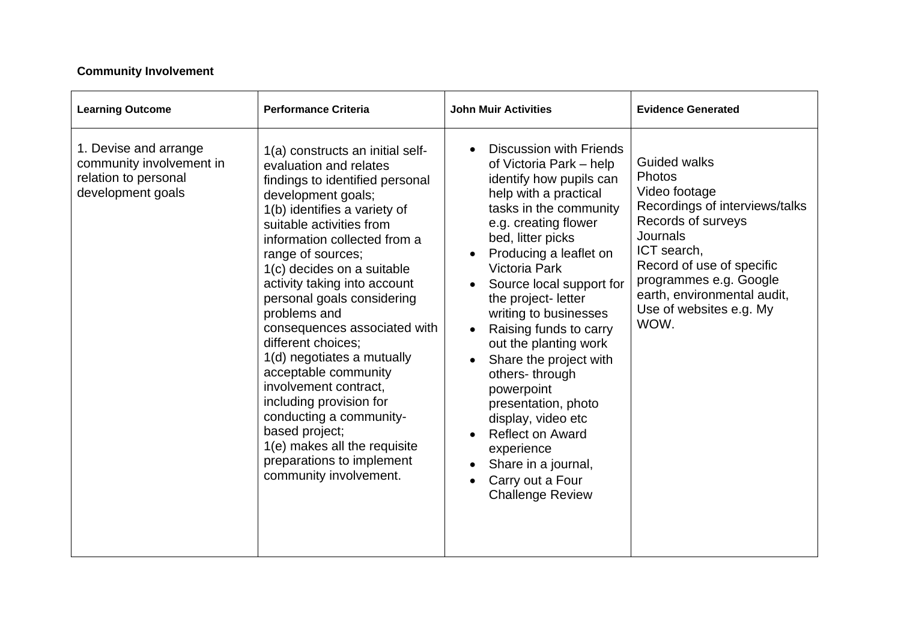**Community Involvement**

| Learning Outcome | Performance Criteria | John Muir Activities | Evidence Generated |
| --- | --- | --- | --- |
| 1. Devise and arrange community involvement in relation to personal development goals | 1(a) constructs an initial self-evaluation and relates findings to identified personal development goals;<br>1(b) identifies a variety of suitable activities from information collected from a range of sources;<br>1(c) decides on a suitable activity taking into account personal goals considering problems and consequences associated with different choices;<br>1(d) negotiates a mutually acceptable community involvement contract, including provision for conducting a community-based project;<br>1(e) makes all the requisite preparations to implement community involvement. | • Discussion with Friends of Victoria Park – help identify how pupils can help with a practical tasks in the community e.g. creating flower bed, litter picks<br>• Producing a leaflet on Victoria Park<br>• Source local support for the project- letter writing to businesses<br>• Raising funds to carry out the planting work<br>• Share the project with others- through powerpoint presentation, photo display, video etc<br>• Reflect on Award experience<br>• Share in a journal,<br>• Carry out a Four Challenge Review | Guided walks<br>Photos<br>Video footage<br>Recordings of interviews/talks<br>Records of surveys<br>Journals<br>ICT search,<br>Record of use of specific programmes e.g. Google earth, environmental audit, Use of websites e.g. My WOW. |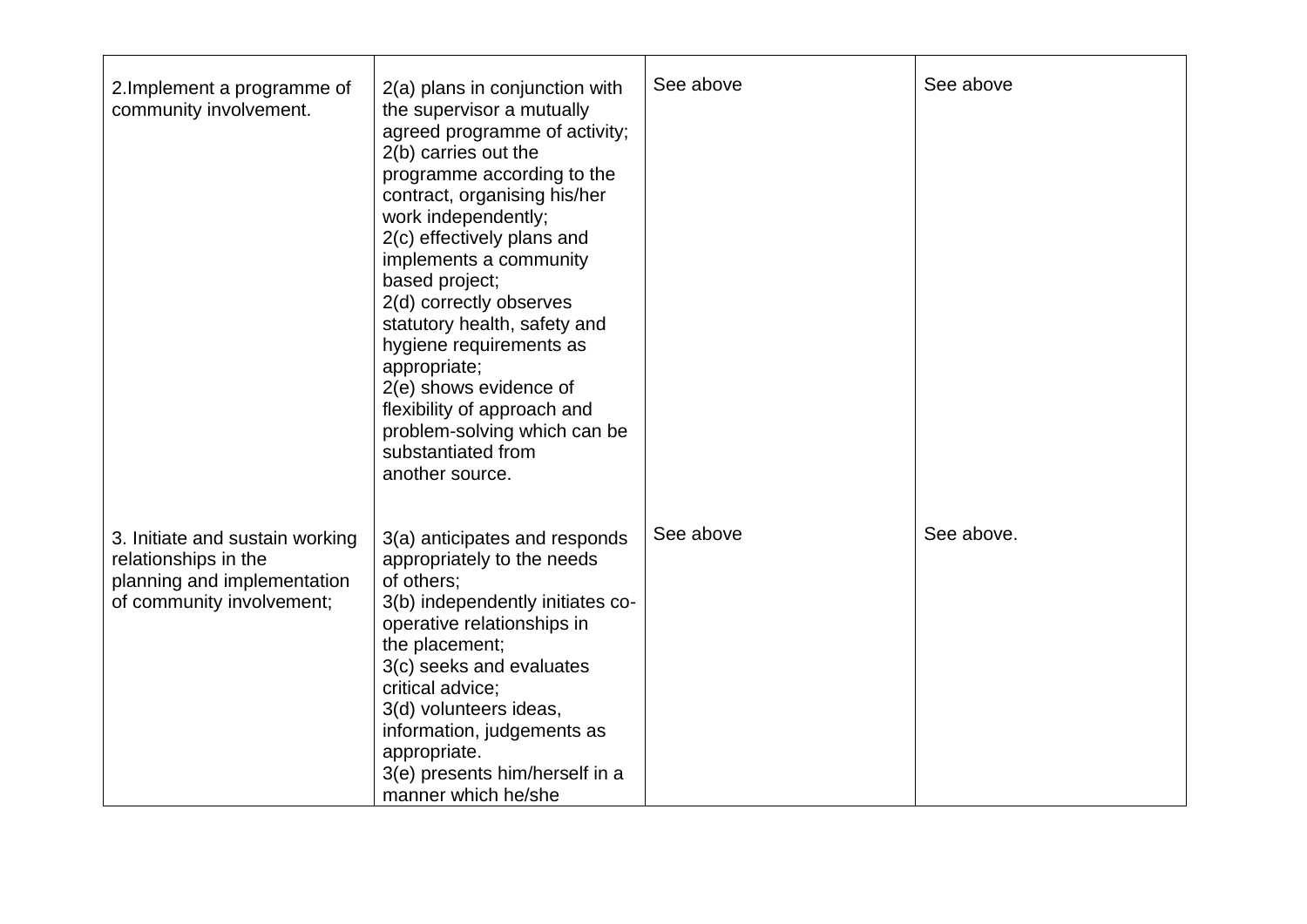| | | | |
|---|---|---|---|
| 2.Implement a programme of community involvement. | 2(a) plans in conjunction with the supervisor a mutually agreed programme of activity;<br>2(b) carries out the programme according to the contract, organising his/her work independently;<br>2(c) effectively plans and implements a community based project;<br>2(d) correctly observes statutory health, safety and hygiene requirements as appropriate;<br>2(e) shows evidence of flexibility of approach and problem-solving which can be substantiated from another source. | See above | See above |
| 3. Initiate and sustain working relationships in the planning and implementation of community involvement; | 3(a) anticipates and responds appropriately to the needs of others;<br>3(b) independently initiates co-operative relationships in the placement;<br>3(c) seeks and evaluates critical advice;<br>3(d) volunteers ideas, information, judgements as appropriate.<br>3(e) presents him/herself in a manner which he/she | See above | See above. |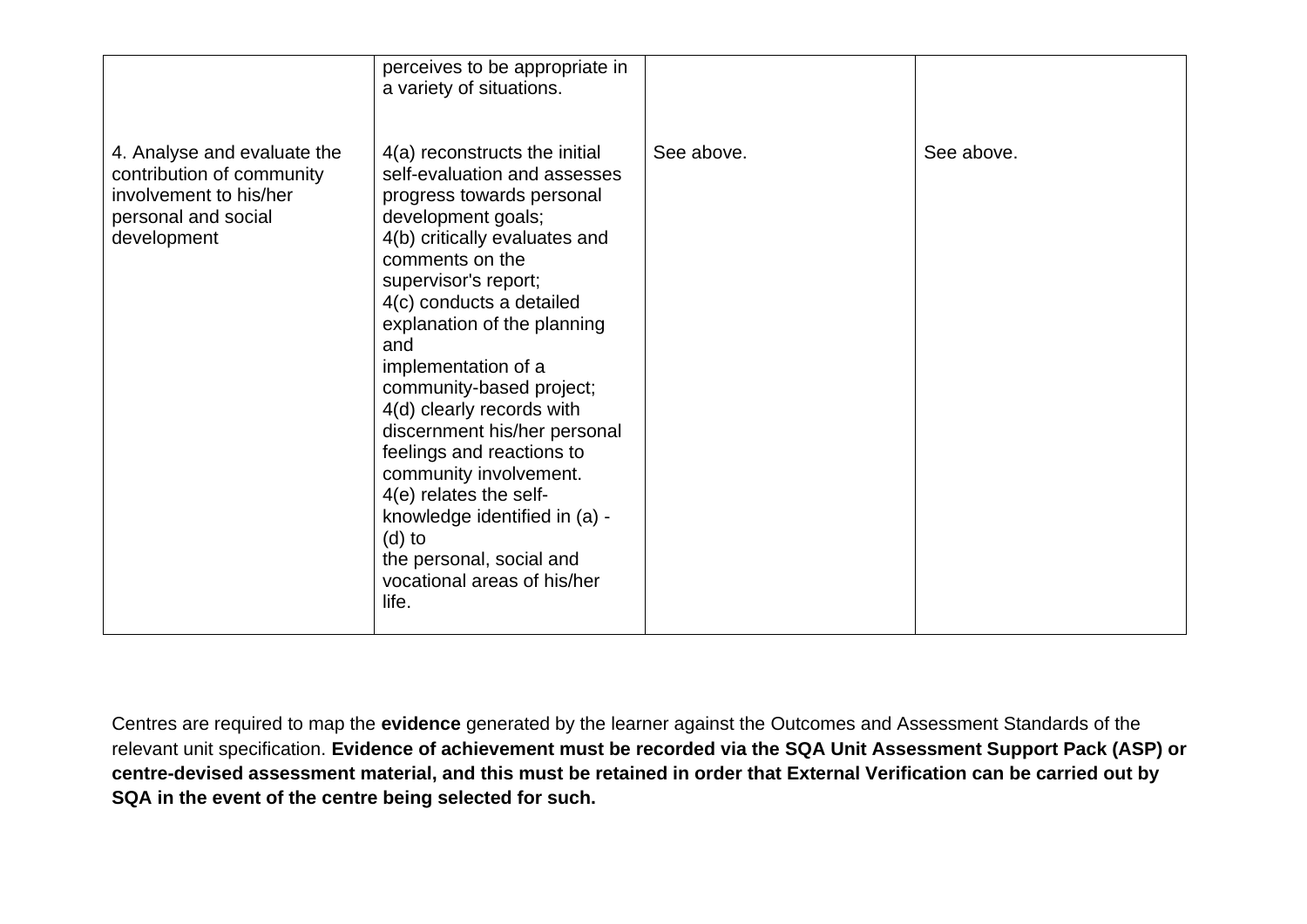| | | | |
|---|---|---|---|
| | perceives to be appropriate in a variety of situations. | | |
| 4. Analyse and evaluate the contribution of community involvement to his/her personal and social development | 4(a) reconstructs the initial self-evaluation and assesses progress towards personal development goals;<br>4(b) critically evaluates and comments on the supervisor's report;<br>4(c) conducts a detailed explanation of the planning and implementation of a community-based project;<br>4(d) clearly records with discernment his/her personal feelings and reactions to community involvement.<br>4(e) relates the self-knowledge identified in (a) - (d) to the personal, social and vocational areas of his/her life. | See above. | See above. |

Centres are required to map the **evidence** generated by the learner against the Outcomes and Assessment Standards of the relevant unit specification. **Evidence of achievement must be recorded via the SQA Unit Assessment Support Pack (ASP) or centre-devised assessment material, and this must be retained in order that External Verification can be carried out by SQA in the event of the centre being selected for such.**